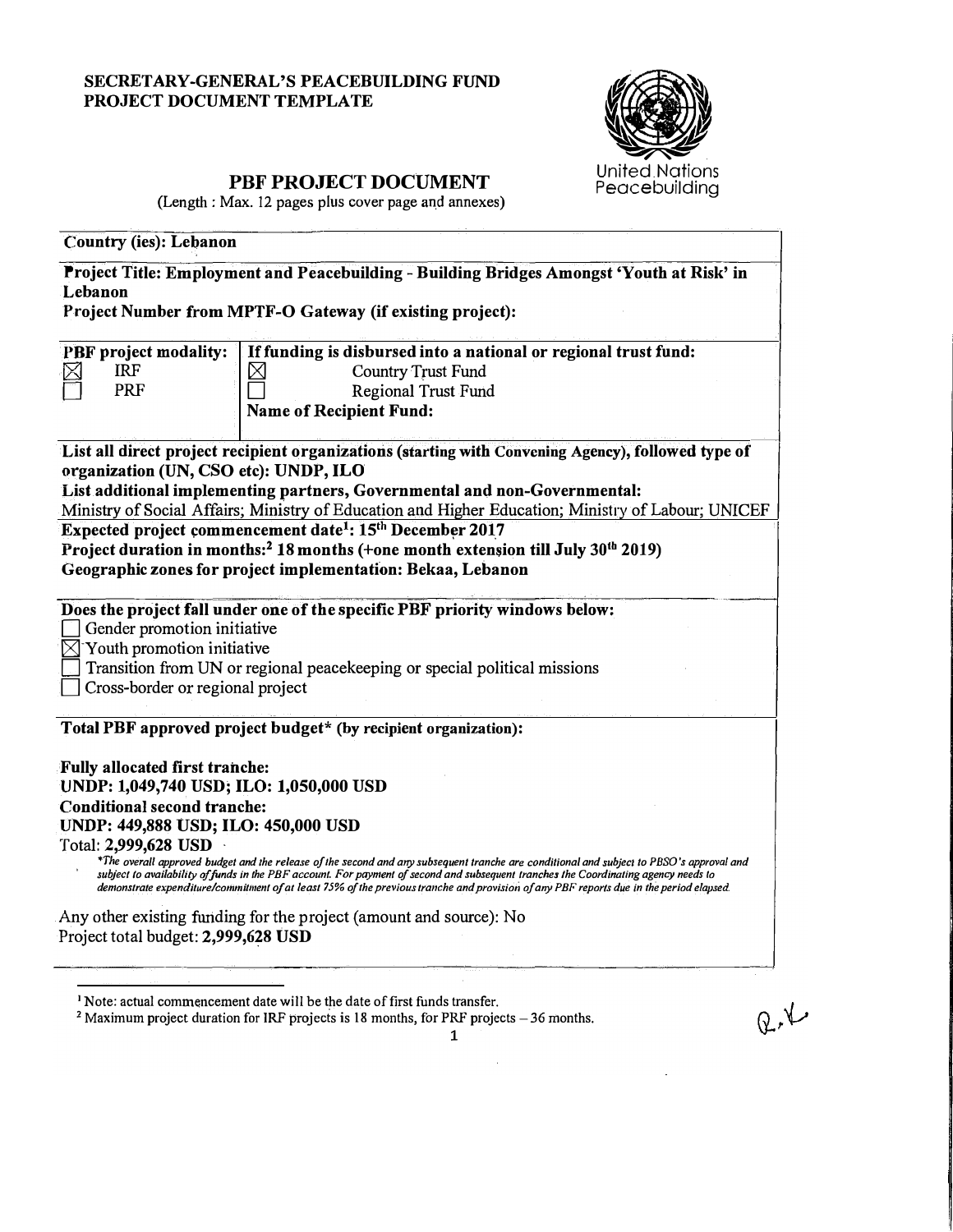**SECRETARY-GENERAL'S PEACEBUILDING FUND**
**PROJECT DOCUMENT TEMPLATE**

United Nations
Peacebuilding

# PBF PROJECT DOCUMENT

(Length : Max. 12 pages plus cover page and annexes)

**Country (ies): Lebanon**

**Project Title: Employment and Peacebuilding - Building Bridges Amongst 'Youth at Risk' in Lebanon**
**Project Number from MPTF-O Gateway (if existing project):**

| **PBF project modality:** | **If funding is disbursed into a national or regional trust fund:** |
|---|---|
| ☒ IRF | ☒ Country Trust Fund |
| ☐ PRF | ☐ Regional Trust Fund |
| | **Name of Recipient Fund:** |

**List all direct project recipient organizations (starting with Convening Agency), followed type of organization (UN, CSO etc): UNDP, ILO**
**List additional implementing partners, Governmental and non-Governmental:**
Ministry of Social Affairs; Ministry of Education and Higher Education; Ministry of Labour; UNICEF

**Expected project commencement date[1]: 15th December 2017**
**Project duration in months:[2] 18 months (+one month extension till July 30th 2019)**
**Geographic zones for project implementation: Bekaa, Lebanon**

**Does the project fall under one of the specific PBF priority windows below:**
- ☐ Gender promotion initiative
- ☒ Youth promotion initiative
- ☐ Transition from UN or regional peacekeeping or special political missions
- ☐ Cross-border or regional project

**Total PBF approved project budget\* (by recipient organization):**

**Fully allocated first tranche:**
**UNDP: 1,049,740 USD; ILO: 1,050,000 USD**
**Conditional second tranche:**
**UNDP: 449,888 USD; ILO: 450,000 USD**
Total: **2,999,628 USD**

*\*The overall approved budget and the release of the second and any subsequent tranche are conditional and subject to PBSO's approval and subject to availability of funds in the PBF account. For payment of second and subsequent tranches the Coordinating agency needs to demonstrate expenditure/commitment of at least 75% of the previous tranche and provision of any PBF reports due in the period elapsed.*

Any other existing funding for the project (amount and source): No
Project total budget: **2,999,628 USD**

---

[1] Note: actual commencement date will be the date of first funds transfer.
[2] Maximum project duration for IRF projects is 18 months, for PRF projects – 36 months.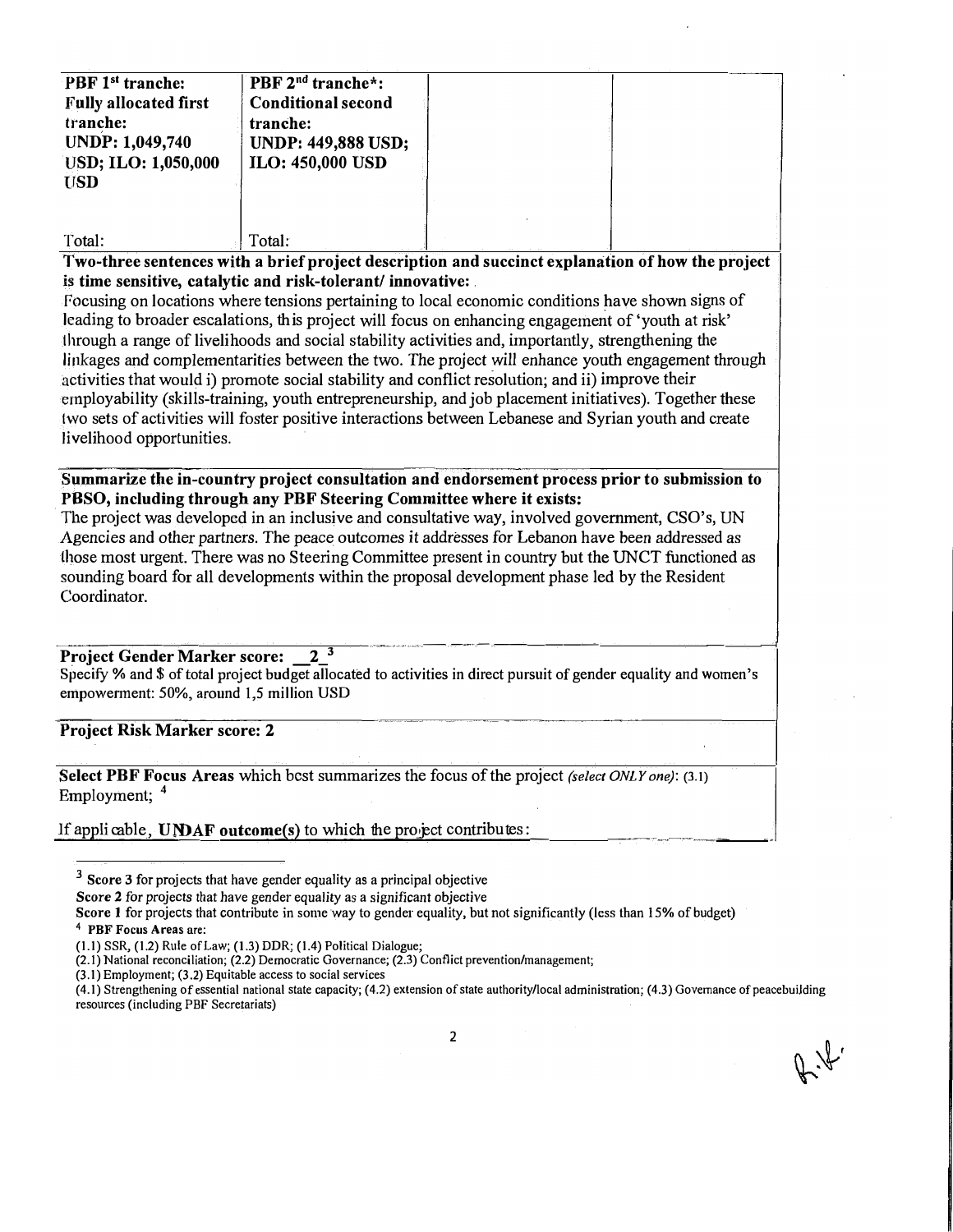| PBF 1st tranche: Fully allocated first tranche: UNDP: 1,049,740 USD; ILO: 1,050,000 USD | PBF 2nd tranche*: Conditional second tranche: UNDP: 449,888 USD; ILO: 450,000 USD | | |
|---|---|---|---|
| Total: | Total: | | |

**Two-three sentences with a brief project description and succinct explanation of how the project is time sensitive, catalytic and risk-tolerant/ innovative:**

Focusing on locations where tensions pertaining to local economic conditions have shown signs of leading to broader escalations, this project will focus on enhancing engagement of 'youth at risk' through a range of livelihoods and social stability activities and, importantly, strengthening the linkages and complementarities between the two. The project will enhance youth engagement through activities that would i) promote social stability and conflict resolution; and ii) improve their employability (skills-training, youth entrepreneurship, and job placement initiatives). Together these two sets of activities will foster positive interactions between Lebanese and Syrian youth and create livelihood opportunities.

**Summarize the in-country project consultation and endorsement process prior to submission to PBSO, including through any PBF Steering Committee where it exists:**

The project was developed in an inclusive and consultative way, involved government, CSO's, UN Agencies and other partners. The peace outcomes it addresses for Lebanon have been addressed as those most urgent. There was no Steering Committee present in country but the UNCT functioned as sounding board for all developments within the proposal development phase led by the Resident Coordinator.

**Project Gender Marker score: 2** [3]

Specify % and $ of total project budget allocated to activities in direct pursuit of gender equality and women's empowerment: 50%, around 1,5 million USD

**Project Risk Marker score: 2**

**Select PBF Focus Areas** which best summarizes the focus of the project *(select ONLY one)*: (3.1) Employment; [4]

If applicable, **UNDAF outcome(s)** to which the project contributes:

---

[3] **Score 3** for projects that have gender equality as a principal objective
**Score 2** for projects that have gender equality as a significant objective
**Score 1** for projects that contribute in some way to gender equality, but not significantly (less than 15% of budget)

[4] **PBF Focus Areas are:**
(1.1) SSR, (1.2) Rule of Law; (1.3) DDR; (1.4) Political Dialogue;
(2.1) National reconciliation; (2.2) Democratic Governance; (2.3) Conflict prevention/management;
(3.1) Employment; (3.2) Equitable access to social services
(4.1) Strengthening of essential national state capacity; (4.2) extension of state authority/local administration; (4.3) Governance of peacebuilding resources (including PBF Secretariats)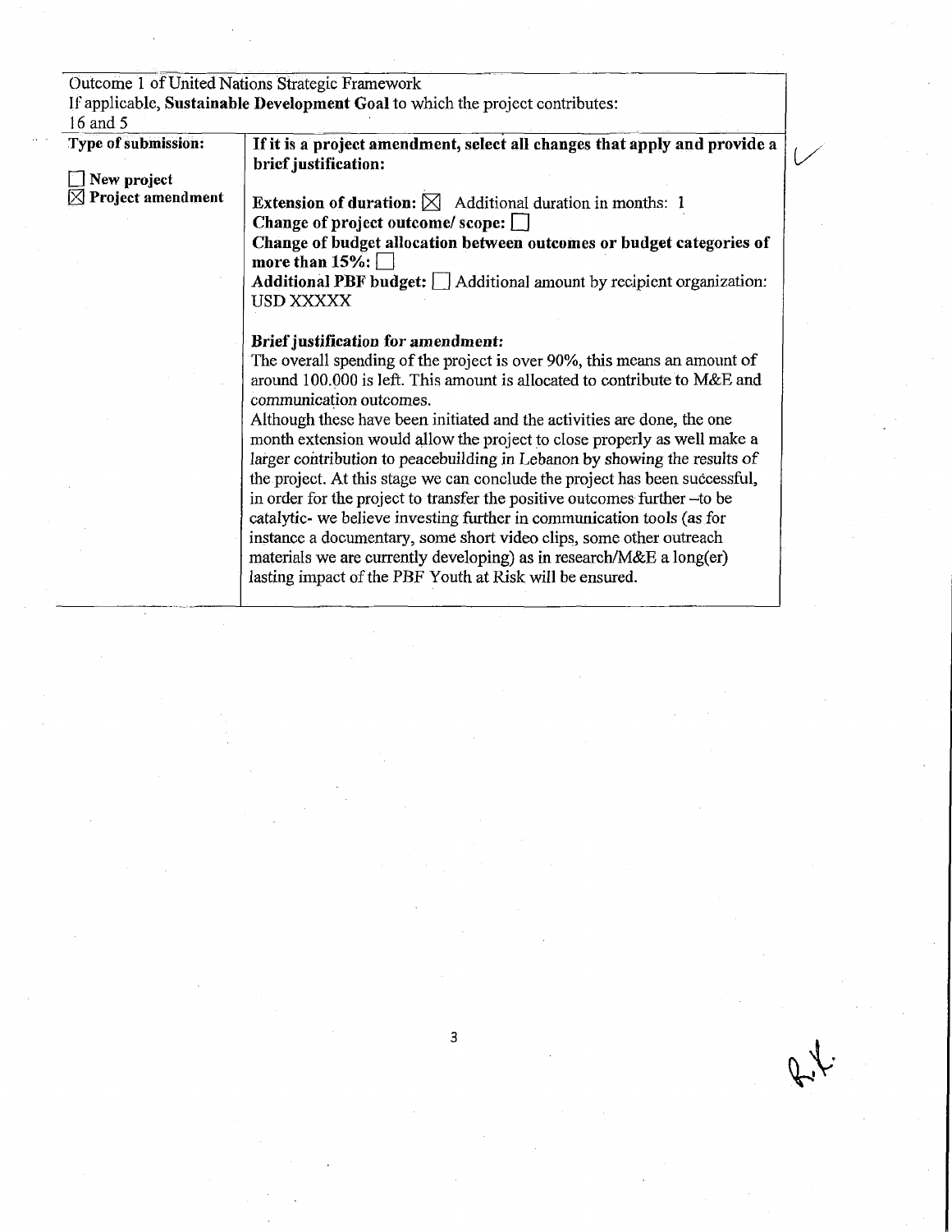| Outcome 1 of United Nations Strategic Framework<br>If applicable, **Sustainable Development Goal** to which the project contributes:<br>16 and 5 | |
|---|---|
| **Type of submission:**<br><br>☐ **New project**<br>☒ **Project amendment** | **If it is a project amendment, select all changes that apply and provide a brief justification:**<br><br>**Extension of duration:** ☒ Additional duration in months: 1<br>**Change of project outcome/ scope:** ☐<br>**Change of budget allocation between outcomes or budget categories of more than 15%:** ☐<br>**Additional PBF budget:** ☐ Additional amount by recipient organization: USD XXXXX<br><br>***Brief justification for amendment:***<br>The overall spending of the project is over 90%, this means an amount of around 100.000 is left. This amount is allocated to contribute to M&E and communication outcomes.<br>Although these have been initiated and the activities are done, the one month extension would allow the project to close properly as well make a larger contribution to peacebuilding in Lebanon by showing the results of the project. At this stage we can conclude the project has been successful, in order for the project to transfer the positive outcomes further –to be catalytic- we believe investing further in communication tools (as for instance a documentary, some short video clips, some other outreach materials we are currently developing) as in research/M&E a long(er) lasting impact of the PBF Youth at Risk will be ensured. |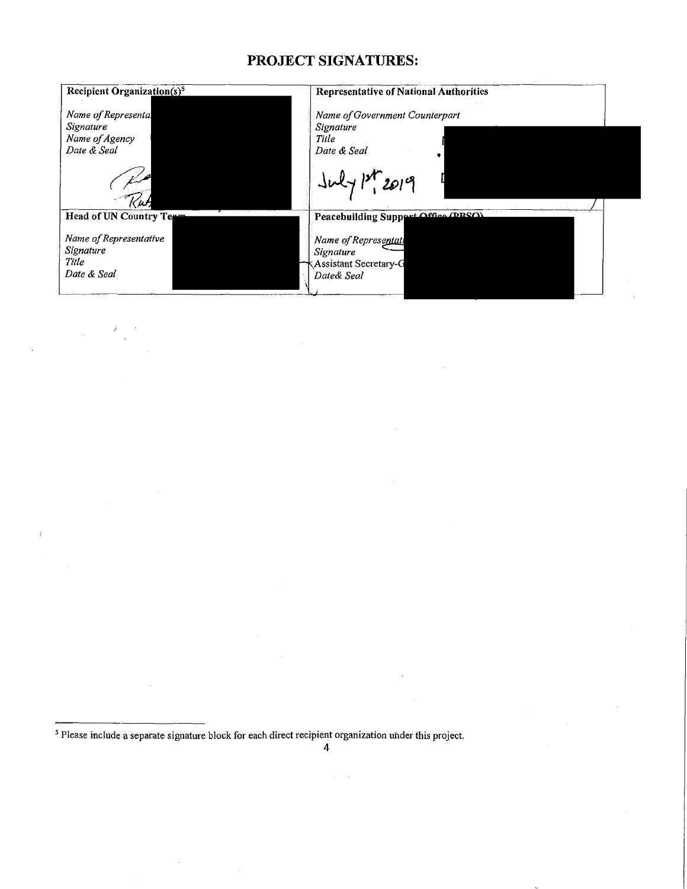## PROJECT SIGNATURES:

| | |
|---|---|
| **Recipient Organization(s)**[5]<br><br>*Name of Representa*<br>*Signature*<br>*Name of Agency*<br>*Date & Seal* | **Representative of National Authorities**<br><br>*Name of Government Counterpart*<br>*Signature*<br>*Title*<br>*Date & Seal*<br><br>July 1st, 2019 |
| **Head of UN Country Te**<br><br>*Name of Representative*<br>*Signature*<br>*Title*<br>*Date & Seal* | **Peacebuilding Supp**<br><br>*Name of Representat*<br>*Signature*<br>Assistant Secretary-G<br>*Date& Seal* |

[5] Please include a separate signature block for each direct recipient organization under this project.